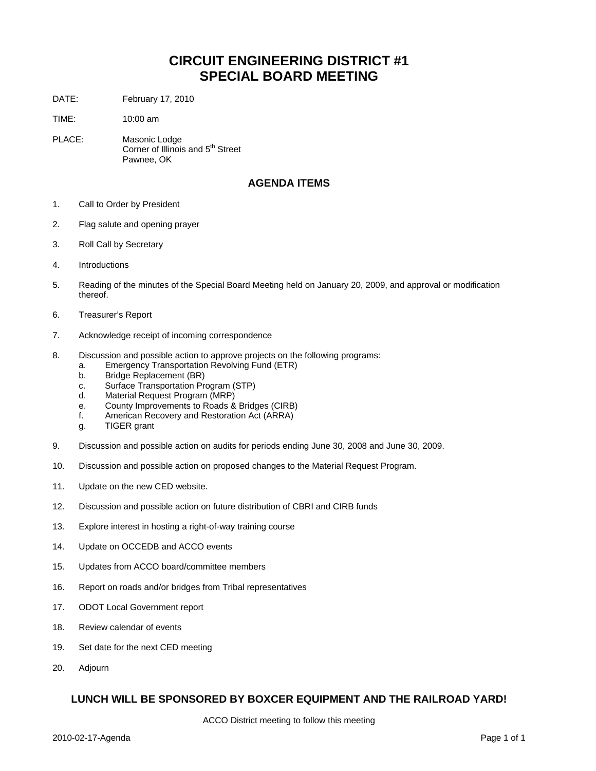# CIRCUIT ENGINEERING DISTRICT #1
# SPECIAL BOARD MEETING

DATE: February 17, 2010

TIME: 10:00 am

PLACE: Masonic Lodge
Corner of Illinois and 5th Street
Pawnee, OK

## AGENDA ITEMS

1. Call to Order by President
2. Flag salute and opening prayer
3. Roll Call by Secretary
4. Introductions
5. Reading of the minutes of the Special Board Meeting held on January 20, 2009, and approval or modification thereof.
6. Treasurer's Report
7. Acknowledge receipt of incoming correspondence
8. Discussion and possible action to approve projects on the following programs:
   a. Emergency Transportation Revolving Fund (ETR)
   b. Bridge Replacement (BR)
   c. Surface Transportation Program (STP)
   d. Material Request Program (MRP)
   e. County Improvements to Roads & Bridges (CIRB)
   f. American Recovery and Restoration Act (ARRA)
   g. TIGER grant
9. Discussion and possible action on audits for periods ending June 30, 2008 and June 30, 2009.
10. Discussion and possible action on proposed changes to the Material Request Program.
11. Update on the new CED website.
12. Discussion and possible action on future distribution of CBRI and CIRB funds
13. Explore interest in hosting a right-of-way training course
14. Update on OCCEDB and ACCO events
15. Updates from ACCO board/committee members
16. Report on roads and/or bridges from Tribal representatives
17. ODOT Local Government report
18. Review calendar of events
19. Set date for the next CED meeting
20. Adjourn

### LUNCH WILL BE SPONSORED BY BOXCER EQUIPMENT AND THE RAILROAD YARD!

ACCO District meeting to follow this meeting

2010-02-17-Agenda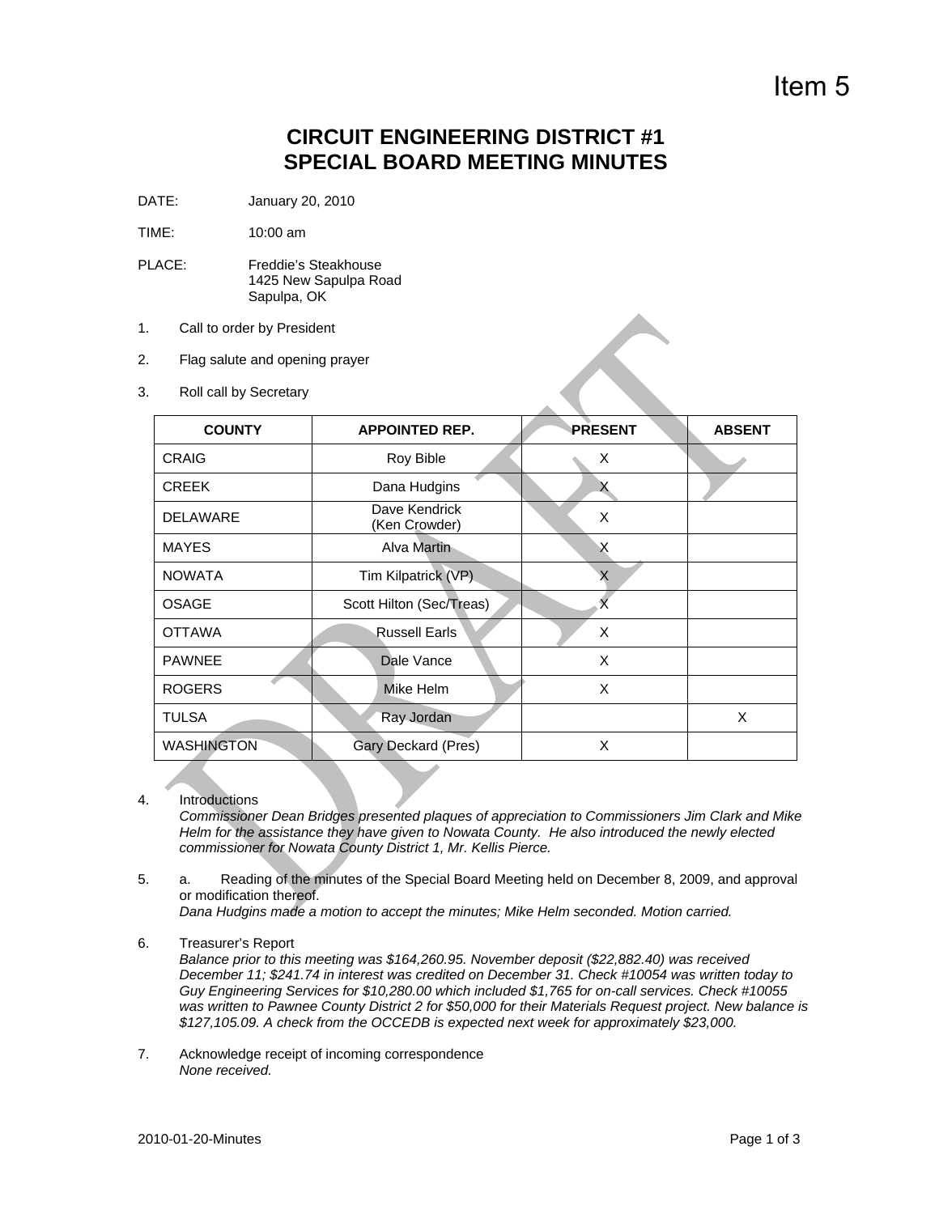Item 5

# CIRCUIT ENGINEERING DISTRICT #1
# SPECIAL BOARD MEETING MINUTES

DATE: January 20, 2010

TIME: 10:00 am

PLACE: Freddie's Steakhouse
1425 New Sapulpa Road
Sapulpa, OK

1. Call to order by President

2. Flag salute and opening prayer

3. Roll call by Secretary

| COUNTY | APPOINTED REP. | PRESENT | ABSENT |
|---|---|---|---|
| CRAIG | Roy Bible | X | |
| CREEK | Dana Hudgins | X | |
| DELAWARE | Dave Kendrick (Ken Crowder) | X | |
| MAYES | Alva Martin | X | |
| NOWATA | Tim Kilpatrick (VP) | X | |
| OSAGE | Scott Hilton (Sec/Treas) | X | |
| OTTAWA | Russell Earls | X | |
| PAWNEE | Dale Vance | X | |
| ROGERS | Mike Helm | X | |
| TULSA | Ray Jordan | | X |
| WASHINGTON | Gary Deckard (Pres) | X | |

4. Introductions
*Commissioner Dean Bridges presented plaques of appreciation to Commissioners Jim Clark and Mike Helm for the assistance they have given to Nowata County. He also introduced the newly elected commissioner for Nowata County District 1, Mr. Kellis Pierce.*

5. a. Reading of the minutes of the Special Board Meeting held on December 8, 2009, and approval or modification thereof.
*Dana Hudgins made a motion to accept the minutes; Mike Helm seconded. Motion carried.*

6. Treasurer's Report
*Balance prior to this meeting was $164,260.95. November deposit ($22,882.40) was received December 11; $241.74 in interest was credited on December 31. Check #10054 was written today to Guy Engineering Services for $10,280.00 which included $1,765 for on-call services. Check #10055 was written to Pawnee County District 2 for $50,000 for their Materials Request project. New balance is $127,105.09. A check from the OCCEDB is expected next week for approximately $23,000.*

7. Acknowledge receipt of incoming correspondence
*None received.*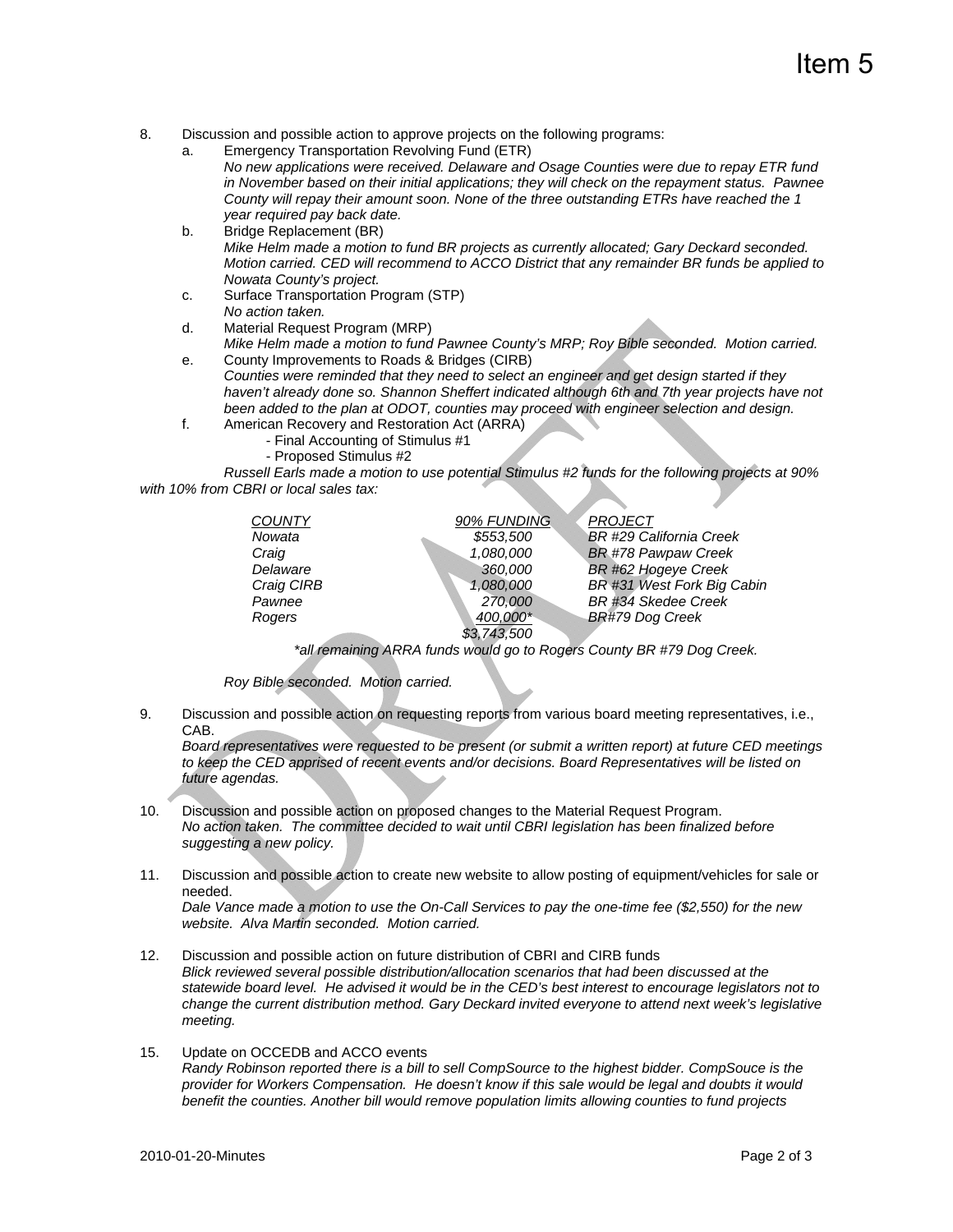8. Discussion and possible action to approve projects on the following programs:
   a. Emergency Transportation Revolving Fund (ETR)
      *No new applications were received. Delaware and Osage Counties were due to repay ETR fund in November based on their initial applications; they will check on the repayment status. Pawnee County will repay their amount soon. None of the three outstanding ETRs have reached the 1 year required pay back date.*
   b. Bridge Replacement (BR)
      *Mike Helm made a motion to fund BR projects as currently allocated; Gary Deckard seconded. Motion carried. CED will recommend to ACCO District that any remainder BR funds be applied to Nowata County's project.*
   c. Surface Transportation Program (STP)
      *No action taken.*
   d. Material Request Program (MRP)
      *Mike Helm made a motion to fund Pawnee County's MRP; Roy Bible seconded. Motion carried.*
   e. County Improvements to Roads & Bridges (CIRB)
      *Counties were reminded that they need to select an engineer and get design started if they haven't already done so. Shannon Sheffert indicated although 6th and 7th year projects have not been added to the plan at ODOT, counties may proceed with engineer selection and design.*
   f. American Recovery and Restoration Act (ARRA)
      - Final Accounting of Stimulus #1
      - Proposed Stimulus #2

      *Russell Earls made a motion to use potential Stimulus #2 funds for the following projects at 90% with 10% from CBRI or local sales tax:*

| *COUNTY* | *90% FUNDING* | *PROJECT* |
|---|---|---|
| *Nowata* | *$553,500* | *BR #29 California Creek* |
| *Craig* | *1,080,000* | *BR #78 Pawpaw Creek* |
| *Delaware* | *360,000* | *BR #62 Hogeye Creek* |
| *Craig CIRB* | *1,080,000* | *BR #31 West Fork Big Cabin* |
| *Pawnee* | *270,000* | *BR #34 Skedee Creek* |
| *Rogers* | *400,000** | *BR#79 Dog Creek* |
| | *$3,743,500* | |

*\*all remaining ARRA funds would go to Rogers County BR #79 Dog Creek.*

*Roy Bible seconded. Motion carried.*

9. Discussion and possible action on requesting reports from various board meeting representatives, i.e., CAB.
   *Board representatives were requested to be present (or submit a written report) at future CED meetings to keep the CED apprised of recent events and/or decisions. Board Representatives will be listed on future agendas.*

10. Discussion and possible action on proposed changes to the Material Request Program.
    *No action taken. The committee decided to wait until CBRI legislation has been finalized before suggesting a new policy.*

11. Discussion and possible action to create new website to allow posting of equipment/vehicles for sale or needed.
    *Dale Vance made a motion to use the On-Call Services to pay the one-time fee ($2,550) for the new website. Alva Martin seconded. Motion carried.*

12. Discussion and possible action on future distribution of CBRI and CIRB funds
    *Blick reviewed several possible distribution/allocation scenarios that had been discussed at the statewide board level. He advised it would be in the CED's best interest to encourage legislators not to change the current distribution method. Gary Deckard invited everyone to attend next week's legislative meeting.*

15. Update on OCCEDB and ACCO events
    *Randy Robinson reported there is a bill to sell CompSource to the highest bidder. CompSouce is the provider for Workers Compensation. He doesn't know if this sale would be legal and doubts it would benefit the counties. Another bill would remove population limits allowing counties to fund projects*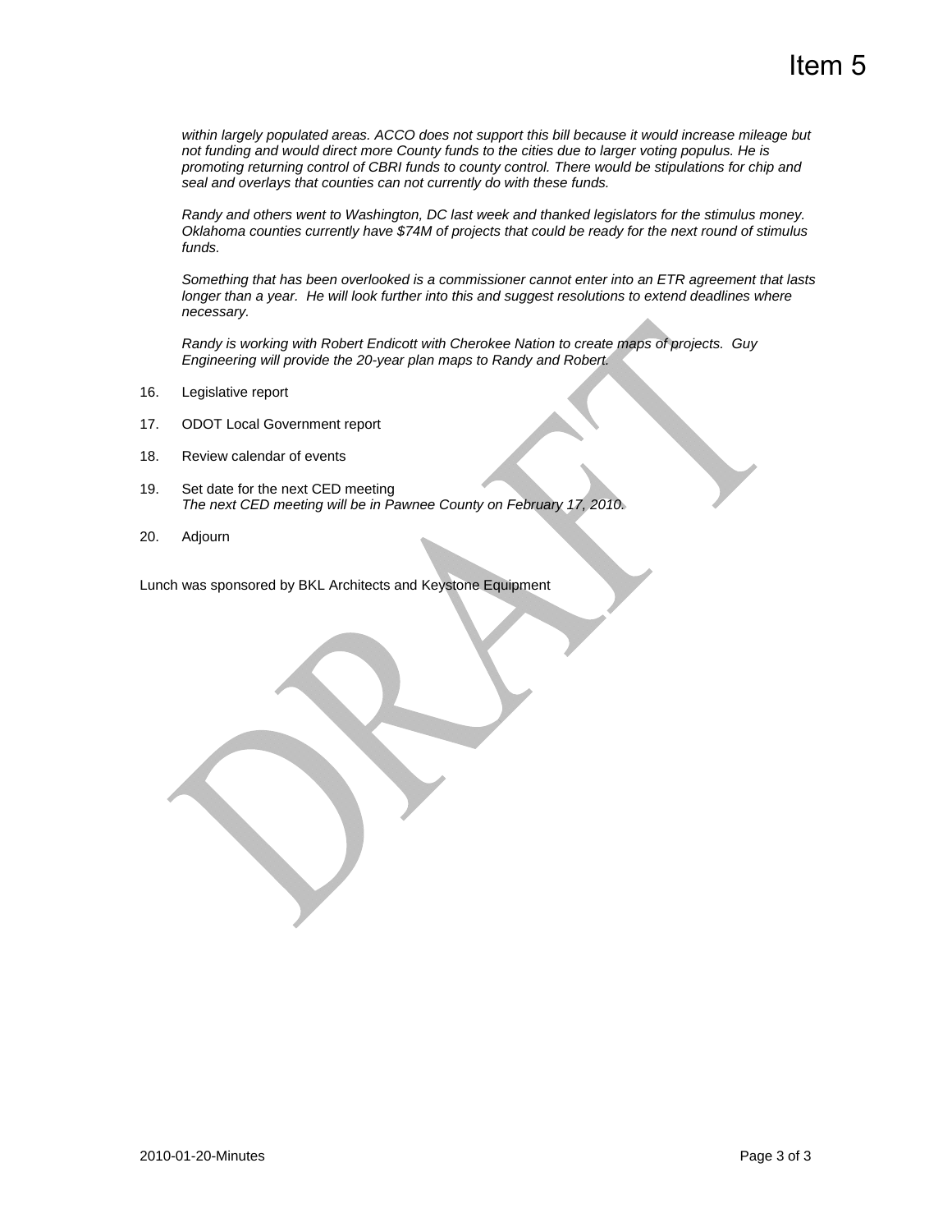*within largely populated areas. ACCO does not support this bill because it would increase mileage but not funding and would direct more County funds to the cities due to larger voting populus. He is promoting returning control of CBRI funds to county control. There would be stipulations for chip and seal and overlays that counties can not currently do with these funds.*

*Randy and others went to Washington, DC last week and thanked legislators for the stimulus money. Oklahoma counties currently have $74M of projects that could be ready for the next round of stimulus funds.*

*Something that has been overlooked is a commissioner cannot enter into an ETR agreement that lasts longer than a year. He will look further into this and suggest resolutions to extend deadlines where necessary.*

*Randy is working with Robert Endicott with Cherokee Nation to create maps of projects. Guy Engineering will provide the 20-year plan maps to Randy and Robert.*

16. Legislative report

17. ODOT Local Government report

18. Review calendar of events

19. Set date for the next CED meeting
    *The next CED meeting will be in Pawnee County on February 17, 2010.*

20. Adjourn

Lunch was sponsored by BKL Architects and Keystone Equipment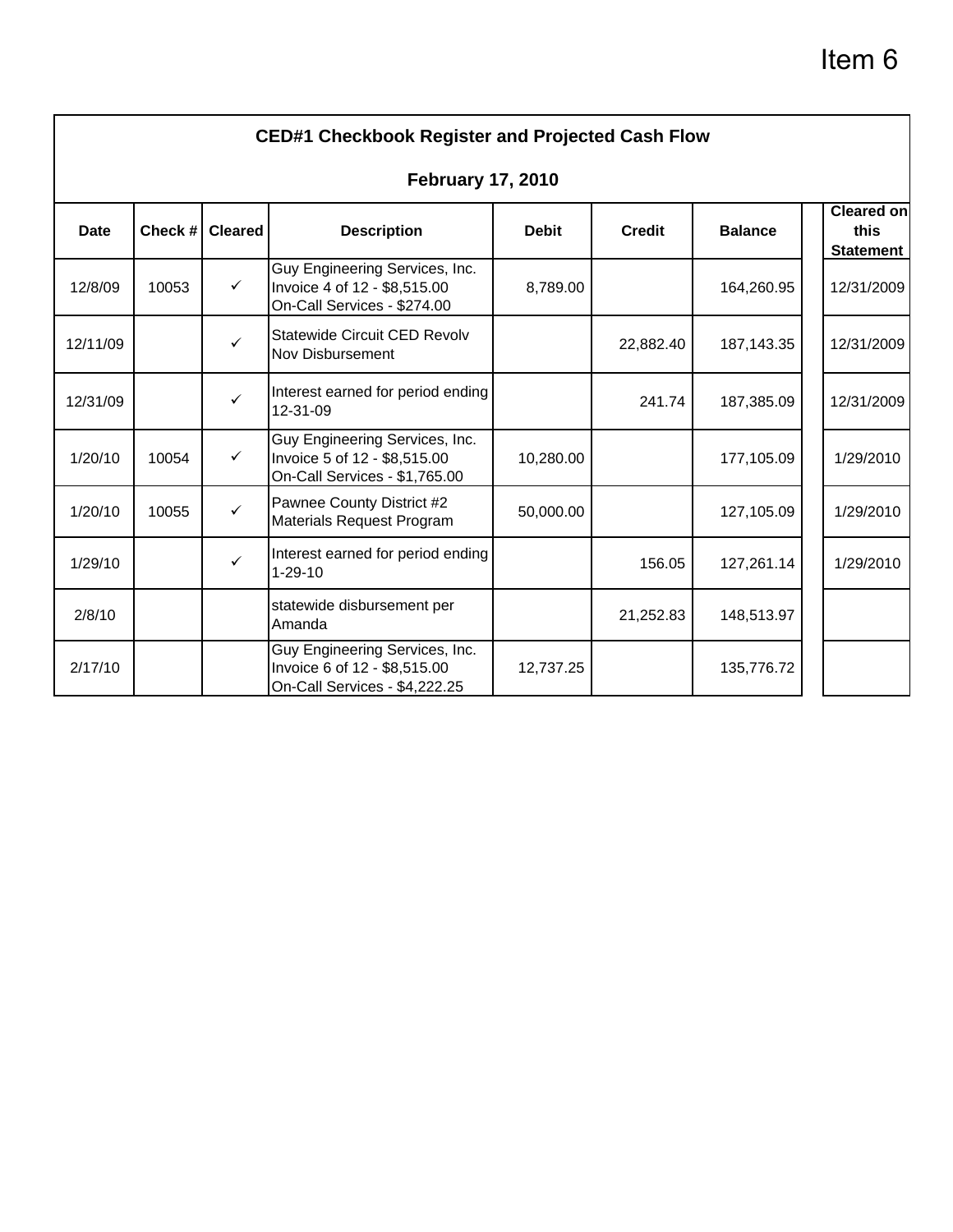Item 6

## CED#1 Checkbook Register and Projected Cash Flow

## February 17, 2010

| Date | Check # | Cleared | Description | Debit | Credit | Balance | | Cleared on this Statement |
|---|---|---|---|---|---|---|---|---|
| 12/8/09 | 10053 | ✓ | Guy Engineering Services, Inc. Invoice 4 of 12 - $8,515.00 On-Call Services - $274.00 | 8,789.00 | | 164,260.95 | | 12/31/2009 |
| 12/11/09 | | ✓ | Statewide Circuit CED Revolv Nov Disbursement | | 22,882.40 | 187,143.35 | | 12/31/2009 |
| 12/31/09 | | ✓ | Interest earned for period ending 12-31-09 | | 241.74 | 187,385.09 | | 12/31/2009 |
| 1/20/10 | 10054 | ✓ | Guy Engineering Services, Inc. Invoice 5 of 12 - $8,515.00 On-Call Services - $1,765.00 | 10,280.00 | | 177,105.09 | | 1/29/2010 |
| 1/20/10 | 10055 | ✓ | Pawnee County District #2 Materials Request Program | 50,000.00 | | 127,105.09 | | 1/29/2010 |
| 1/29/10 | | ✓ | Interest earned for period ending 1-29-10 | | 156.05 | 127,261.14 | | 1/29/2010 |
| 2/8/10 | | | statewide disbursement per Amanda | | 21,252.83 | 148,513.97 | | |
| 2/17/10 | | | Guy Engineering Services, Inc. Invoice 6 of 12 - $8,515.00 On-Call Services - $4,222.25 | 12,737.25 | | 135,776.72 | | |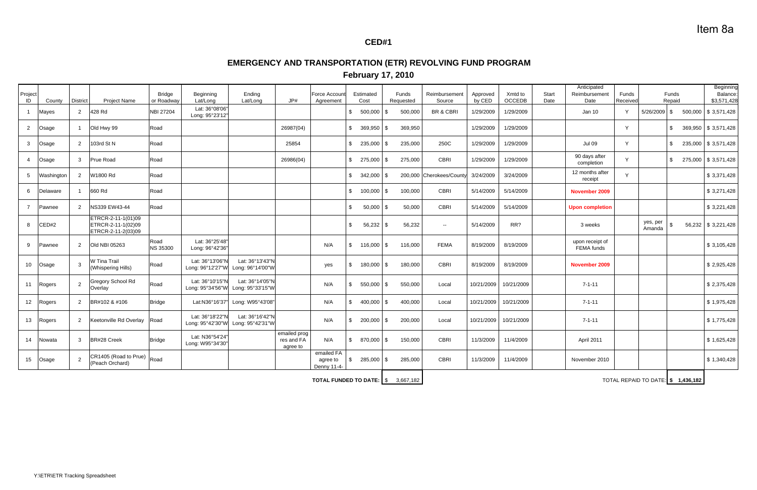Item 8a

## CED#1

# EMERGENCY AND TRANSPORTATION (ETR) REVOLVING FUND PROGRAM

## February 17, 2010

| Project ID | County | District | Project Name | Bridge or Roadway | Beginning Lat/Long | Ending Lat/Long | JP# | Force Account Agreement | Estimated Cost | Funds Requested | Reimbursement Source | Approved by CED | Xmtd to OCCEDB | Start Date | Anticipated Reimbursement Date | Funds Received | Funds Repaid | | Beginning Balance: $3,571,428 |
|---|---|---|---|---|---|---|---|---|---|---|---|---|---|---|---|---|---|---|---|
| 1 | Mayes | 2 | 428 Rd | NBI 27204 | Lat: 36°08'06" Long: 95°23'12" | | | | $ 500,000 | $ 500,000 | BR & CBRI | 1/29/2009 | 1/29/2009 | | Jan 10 | Y | 5/26/2009 | $ 500,000 | $ 3,571,428 |
| 2 | Osage | 1 | Old Hwy 99 | Road | | | 26987(04) | | $ 369,950 | $ 369,950 | | 1/29/2009 | 1/29/2009 | | | Y | | $ 369,950 | $ 3,571,428 |
| 3 | Osage | 2 | 103rd St N | Road | | | 25854 | | $ 235,000 | $ 235,000 | 250C | 1/29/2009 | 1/29/2009 | | Jul 09 | Y | | $ 235,000 | $ 3,571,428 |
| 4 | Osage | 3 | Prue Road | Road | | | 26986(04) | | $ 275,000 | $ 275,000 | CBRI | 1/29/2009 | 1/29/2009 | | 90 days after completion | Y | | $ 275,000 | $ 3,571,428 |
| 5 | Washington | 2 | W1800 Rd | Road | | | | | $ 342,000 | $ 200,000 | Cherokees/County | 3/24/2009 | 3/24/2009 | | 12 months after receipt | Y | | | $ 3,371,428 |
| 6 | Delaware | 1 | 660 Rd | Road | | | | | $ 100,000 | $ 100,000 | CBRI | 5/14/2009 | 5/14/2009 | | **November 2009** | | | | $ 3,271,428 |
| 7 | Pawnee | 2 | NS339 EW43-44 | Road | | | | | $ 50,000 | $ 50,000 | CBRI | 5/14/2009 | 5/14/2009 | | **Upon completion** | | | | $ 3,221,428 |
| 8 | CED#2 | | ETRCR-2-11-1(01)09 ETRCR-2-11-1(02)09 ETRCR-2-11-2(03)09 | | | | | | $ 56,232 | $ 56,232 | -- | 5/14/2009 | RR? | | 3 weeks | | yes, per Amanda | $ 56,232 | $ 3,221,428 |
| 9 | Pawnee | 2 | Old NBI 05263 | Road NS 35300 | Lat: 36°25'48" Long: 96°42'36" | | | N/A | $ 116,000 | $ 116,000 | FEMA | 8/19/2009 | 8/19/2009 | | upon receipt of FEMA funds | | | | $ 3,105,428 |
| 10 | Osage | 3 | W Tina Trail (Whispering Hills) | Road | Lat: 36°13'06"N Long: 96°12'27"W | Lat: 36°13'43"N Long: 96°14'00"W | | yes | $ 180,000 | $ 180,000 | CBRI | 8/19/2009 | 8/19/2009 | | **November 2009** | | | | $ 2,925,428 |
| 11 | Rogers | 2 | Gregory School Rd Overlay | Road | Lat: 36°10'15"N Long: 95°34'56"W | Lat: 36°14'05"N Long: 95°33'15"W | | N/A | $ 550,000 | $ 550,000 | Local | 10/21/2009 | 10/21/2009 | | 7-1-11 | | | | $ 2,375,428 |
| 12 | Rogers | 2 | BR#102 & #106 | Bridge | Lat:N36°16'37" | Long: W95°43'08" | | N/A | $ 400,000 | $ 400,000 | Local | 10/21/2009 | 10/21/2009 | | 7-1-11 | | | | $ 1,975,428 |
| 13 | Rogers | 2 | Keetonville Rd Overlay | Road | Lat: 36°18'22"N Long: 95°42'30"W | Lat: 36°16'42"N Long: 95°42'31"W | | N/A | $ 200,000 | $ 200,000 | Local | 10/21/2009 | 10/21/2009 | | 7-1-11 | | | | $ 1,775,428 |
| 14 | Nowata | 3 | BR#28 Creek | Bridge | Lat: N36°54'24" Long: W95°34'30" | | emailed prog res and FA agree to | N/A | $ 870,000 | $ 150,000 | CBRI | 11/3/2009 | 11/4/2009 | | April 2011 | | | | $ 1,625,428 |
| 15 | Osage | 2 | CR1405 (Road to Prue) (Peach Orchard) | Road | | | | emailed FA agree to Denny 11-4- | $ 285,000 | $ 285,000 | CBRI | 11/3/2009 | 11/4/2009 | | November 2010 | | | | $ 1,340,428 |

**TOTAL FUNDED TO DATE:** $ 3,667,182

TOTAL REPAID TO DATE: **$ 1,436,182**

Y:\ETR\ETR Tracking Spreadsheet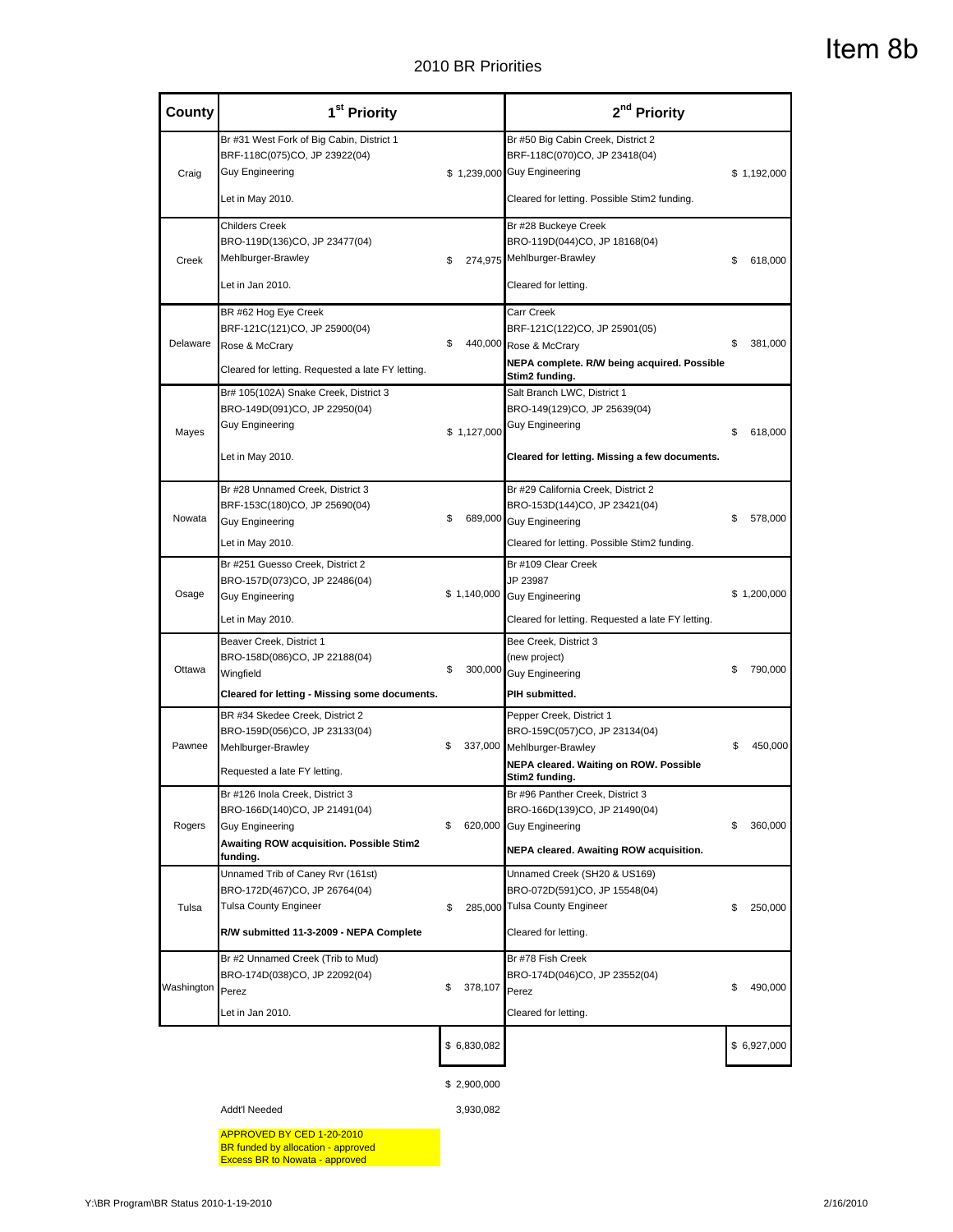Item 8b

# 2010 BR Priorities

| County | 1st Priority | | 2nd Priority | |
|---|---|---|---|---|
| Craig | Br #31 West Fork of Big Cabin, District 1<br>BRF-118C(075)CO, JP 23922(04)<br>Guy Engineering<br>Let in May 2010. | $ 1,239,000 | Br #50 Big Cabin Creek, District 2<br>BRF-118C(070)CO, JP 23418(04)<br>Guy Engineering<br>Cleared for letting. Possible Stim2 funding. | $ 1,192,000 |
| Creek | Childers Creek<br>BRO-119D(136)CO, JP 23477(04)<br>Mehlburger-Brawley<br>Let in Jan 2010. | $ 274,975 | Br #28 Buckeye Creek<br>BRO-119D(044)CO, JP 18168(04)<br>Mehlburger-Brawley<br>Cleared for letting. | $ 618,000 |
| Delaware | BR #62 Hog Eye Creek<br>BRF-121C(121)CO, JP 25900(04)<br>Rose & McCrary<br>Cleared for letting. Requested a late FY letting. | $ 440,000 | Carr Creek<br>BRF-121C(122)CO, JP 25901(05)<br>Rose & McCrary<br>**NEPA complete. R/W being acquired. Possible Stim2 funding.** | $ 381,000 |
| Mayes | Br# 105(102A) Snake Creek, District 3<br>BRO-149D(091)CO, JP 22950(04)<br>Guy Engineering<br>Let in May 2010. | $ 1,127,000 | Salt Branch LWC, District 1<br>BRO-149(129)CO, JP 25639(04)<br>Guy Engineering<br>**Cleared for letting. Missing a few documents.** | $ 618,000 |
| Nowata | Br #28 Unnamed Creek, District 3<br>BRF-153C(180)CO, JP 25690(04)<br>Guy Engineering<br>Let in May 2010. | $ 689,000 | Br #29 California Creek, District 2<br>BRO-153D(144)CO, JP 23421(04)<br>Guy Engineering<br>Cleared for letting. Possible Stim2 funding. | $ 578,000 |
| Osage | Br #251 Guesso Creek, District 2<br>BRO-157D(073)CO, JP 22486(04)<br>Guy Engineering<br>Let in May 2010. | $ 1,140,000 | Br #109 Clear Creek<br>JP 23987<br>Guy Engineering<br>Cleared for letting. Requested a late FY letting. | $ 1,200,000 |
| Ottawa | Beaver Creek, District 1<br>BRO-158D(086)CO, JP 22188(04)<br>Wingfield<br>**Cleared for letting - Missing some documents.** | $ 300,000 | Bee Creek, District 3<br>(new project)<br>Guy Engineering<br>**PIH submitted.** | $ 790,000 |
| Pawnee | BR #34 Skedee Creek, District 2<br>BRO-159D(056)CO, JP 23133(04)<br>Mehlburger-Brawley<br>Requested a late FY letting. | $ 337,000 | Pepper Creek, District 1<br>BRO-159C(057)CO, JP 23134(04)<br>Mehlburger-Brawley<br>**NEPA cleared. Waiting on ROW. Possible Stim2 funding.** | $ 450,000 |
| Rogers | Br #126 Inola Creek, District 3<br>BRO-166D(140)CO, JP 21491(04)<br>Guy Engineering<br>**Awaiting ROW acquisition. Possible Stim2 funding.** | $ 620,000 | Br #96 Panther Creek, District 3<br>BRO-166D(139)CO, JP 21490(04)<br>Guy Engineering<br>**NEPA cleared. Awaiting ROW acquisition.** | $ 360,000 |
| Tulsa | Unnamed Trib of Caney Rvr (161st)<br>BRO-172D(467)CO, JP 26764(04)<br>Tulsa County Engineer<br>**R/W submitted 11-3-2009 - NEPA Complete** | $ 285,000 | Unnamed Creek (SH20 & US169)<br>BRO-072D(591)CO, JP 15548(04)<br>Tulsa County Engineer<br>Cleared for letting. | $ 250,000 |
| Washington | Br #2 Unnamed Creek (Trib to Mud)<br>BRO-174D(038)CO, JP 22092(04)<br>Perez<br>Let in Jan 2010. | $ 378,107 | Br #78 Fish Creek<br>BRO-174D(046)CO, JP 23552(04)<br>Perez<br>Cleared for letting. | $ 490,000 |
| | | $ 6,830,082 | | $ 6,927,000 |
| | | $ 2,900,000 | | |
| | Addt'l Needed | 3,930,082 | | |

APPROVED BY CED 1-20-2010
BR funded by allocation - approved
Excess BR to Nowata - approved

Y:\BR Program\BR Status 2010-1-19-2010 2/16/2010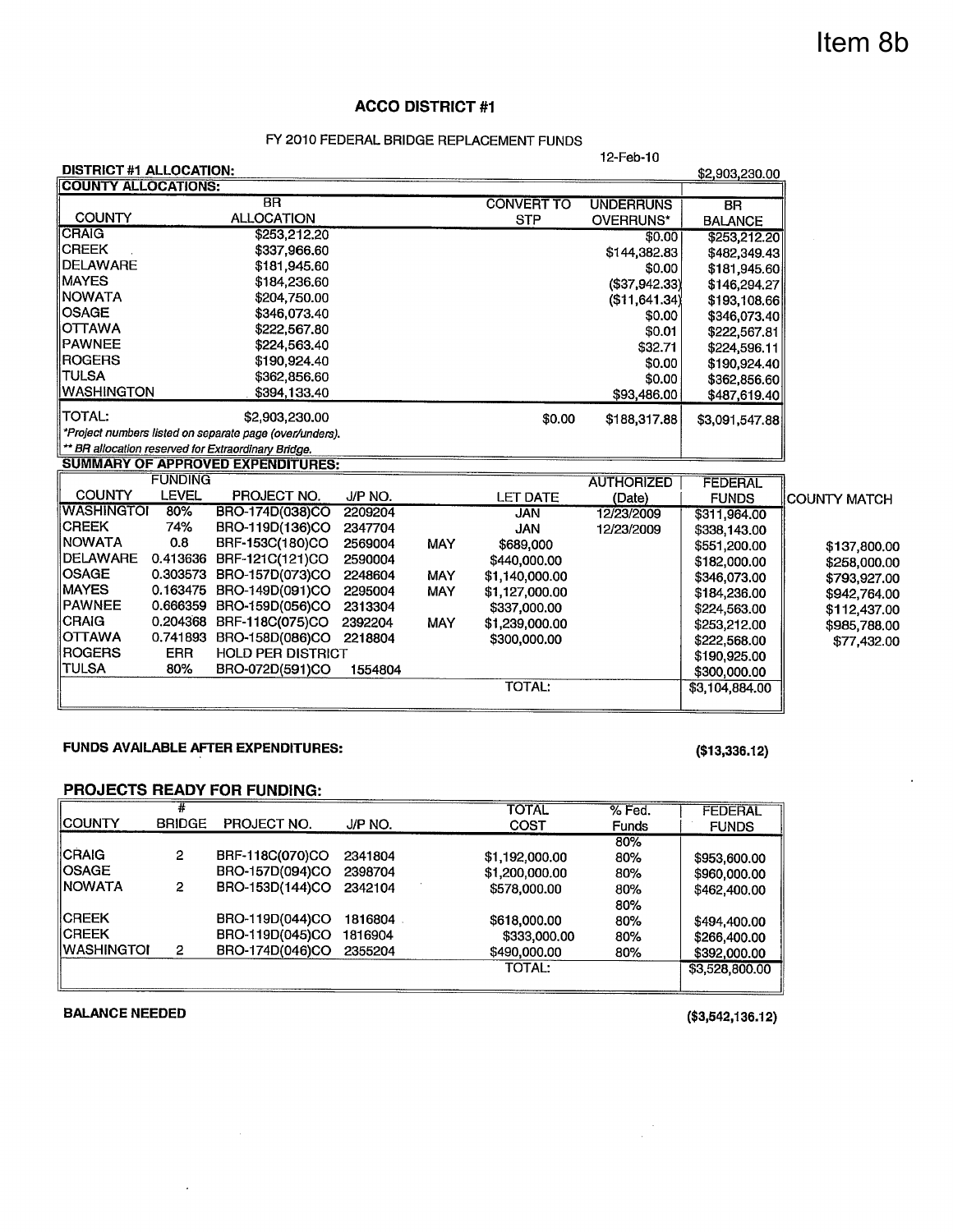Item 8b

## ACCO DISTRICT #1

FY 2010 FEDERAL BRIDGE REPLACEMENT FUNDS

12-Feb-10

**DISTRICT #1 ALLOCATION:** $2,903,230.00

| COUNTY ALLOCATIONS: | | | | |
|---|---|---|---|---|
| COUNTY | BR ALLOCATION | CONVERT TO STP | UNDERRUNS OVERRUNS* | BR BALANCE |
| CRAIG | $253,212.20 | | $0.00 | $253,212.20 |
| CREEK | $337,966.60 | | $144,382.83 | $482,349.43 |
| DELAWARE | $181,945.60 | | $0.00 | $181,945.60 |
| MAYES | $184,236.60 | | ($37,942.33) | $146,294.27 |
| NOWATA | $204,750.00 | | ($11,641.34) | $193,108.66 |
| OSAGE | $346,073.40 | | $0.00 | $346,073.40 |
| OTTAWA | $222,567.80 | | $0.01 | $222,567.81 |
| PAWNEE | $224,563.40 | | $32.71 | $224,596.11 |
| ROGERS | $190,924.40 | | $0.00 | $190,924.40 |
| TULSA | $362,856.60 | | $0.00 | $362,856.60 |
| WASHINGTON | $394,133.40 | | $93,486.00 | $487,619.40 |
| TOTAL: | $2,903,230.00 | $0.00 | $188,317.88 | $3,091,547.88 |

*Project numbers listed on separate page (over/unders).*

*** BR allocation reserved for Extraordinary Bridge.*

**SUMMARY OF APPROVED EXPENDITURES:**

| COUNTY | FUNDING LEVEL | PROJECT NO. | J/P NO. | | LET DATE | AUTHORIZED (Date) | FEDERAL FUNDS | COUNTY MATCH |
|---|---|---|---|---|---|---|---|---|
| WASHINGTOI | 80% | BRO-174D(038)CO | 2209204 | | JAN | 12/23/2009 | $311,964.00 | |
| CREEK | 74% | BRO-119D(136)CO | 2347704 | | JAN | 12/23/2009 | $338,143.00 | |
| NOWATA | 0.8 | BRF-153C(180)CO | 2569004 | MAY | $689,000 | | $551,200.00 | $137,800.00 |
| DELAWARE | 0.413636 | BRF-121C(121)CO | 2590004 | | $440,000.00 | | $182,000.00 | $258,000.00 |
| OSAGE | 0.303573 | BRO-157D(073)CO | 2248604 | MAY | $1,140,000.00 | | $346,073.00 | $793,927.00 |
| MAYES | 0.163475 | BRO-149D(091)CO | 2295004 | MAY | $1,127,000.00 | | $184,236.00 | $942,764.00 |
| PAWNEE | 0.666359 | BRO-159D(056)CO | 2313304 | | $337,000.00 | | $224,563.00 | $112,437.00 |
| CRAIG | 0.204368 | BRF-118C(075)CO | 2392204 | MAY | $1,239,000.00 | | $253,212.00 | $985,788.00 |
| OTTAWA | 0.741893 | BRO-158D(086)CO | 2218804 | | $300,000.00 | | $222,568.00 | $77,432.00 |
| ROGERS | ERR | HOLD PER DISTRICT | | | | | $190,925.00 | |
| TULSA | 80% | BRO-072D(591)CO | 1554804 | | | | $300,000.00 | |
| | | | | | TOTAL: | | $3,104,884.00 | |

**FUNDS AVAILABLE AFTER EXPENDITURES:** ($13,336.12)

## PROJECTS READY FOR FUNDING:

| COUNTY | # BRIDGE | PROJECT NO. | J/P NO. | TOTAL COST | % Fed. Funds | FEDERAL FUNDS |
|---|---|---|---|---|---|---|
| | | | | | 80% | |
| CRAIG | 2 | BRF-118C(070)CO | 2341804 | $1,192,000.00 | 80% | $953,600.00 |
| OSAGE | | BRO-157D(094)CO | 2398704 | $1,200,000.00 | 80% | $960,000.00 |
| NOWATA | 2 | BRO-153D(144)CO | 2342104 | $578,000.00 | 80% | $462,400.00 |
| | | | | | 80% | |
| CREEK | | BRO-119D(044)CO | 1816804 | $618,000.00 | 80% | $494,400.00 |
| CREEK | | BRO-119D(045)CO | 1816904 | $333,000.00 | 80% | $266,400.00 |
| WASHINGTOI | 2 | BRO-174D(046)CO | 2355204 | $490,000.00 | 80% | $392,000.00 |
| | | | | TOTAL: | | $3,528,800.00 |

**BALANCE NEEDED** ($3,542,136.12)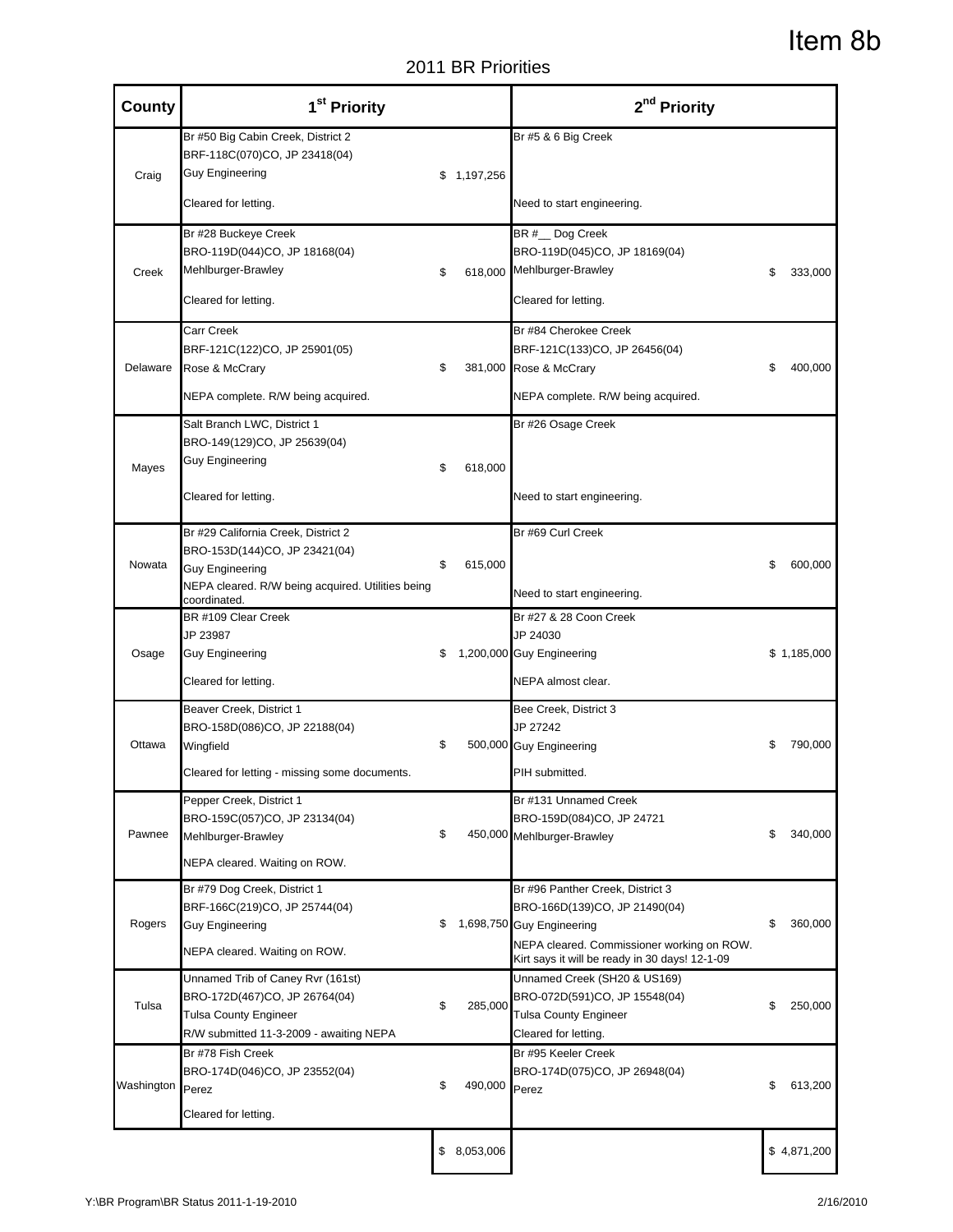# Item 8b

## 2011 BR Priorities

| County | 1st Priority | | 2nd Priority | |
|---|---|---|---|---|
| Craig | Br #50 Big Cabin Creek, District 2<br>BRF-118C(070)CO, JP 23418(04)<br>Guy Engineering<br>Cleared for letting. | $ 1,197,256 | Br #5 & 6 Big Creek<br>Need to start engineering. | |
| Creek | Br #28 Buckeye Creek<br>BRO-119D(044)CO, JP 18168(04)<br>Mehlburger-Brawley<br>Cleared for letting. | $ 618,000 | BR #__ Dog Creek<br>BRO-119D(045)CO, JP 18169(04)<br>Mehlburger-Brawley<br>Cleared for letting. | $ 333,000 |
| Delaware | Carr Creek<br>BRF-121C(122)CO, JP 25901(05)<br>Rose & McCrary<br>NEPA complete. R/W being acquired. | $ 381,000 | Br #84 Cherokee Creek<br>BRF-121C(133)CO, JP 26456(04)<br>Rose & McCrary<br>NEPA complete. R/W being acquired. | $ 400,000 |
| Mayes | Salt Branch LWC, District 1<br>BRO-149(129)CO, JP 25639(04)<br>Guy Engineering<br>Cleared for letting. | $ 618,000 | Br #26 Osage Creek<br>Need to start engineering. | |
| Nowata | Br #29 California Creek, District 2<br>BRO-153D(144)CO, JP 23421(04)<br>Guy Engineering<br>NEPA cleared. R/W being acquired. Utilities being coordinated. | $ 615,000 | Br #69 Curl Creek<br>Need to start engineering. | $ 600,000 |
| Osage | BR #109 Clear Creek<br>JP 23987<br>Guy Engineering<br>Cleared for letting. | $ 1,200,000 | Br #27 & 28 Coon Creek<br>JP 24030<br>Guy Engineering<br>NEPA almost clear. | $ 1,185,000 |
| Ottawa | Beaver Creek, District 1<br>BRO-158D(086)CO, JP 22188(04)<br>Wingfield<br>Cleared for letting - missing some documents. | $ 500,000 | Bee Creek, District 3<br>JP 27242<br>Guy Engineering<br>PIH submitted. | $ 790,000 |
| Pawnee | Pepper Creek, District 1<br>BRO-159C(057)CO, JP 23134(04)<br>Mehlburger-Brawley<br>NEPA cleared. Waiting on ROW. | $ 450,000 | Br #131 Unnamed Creek<br>BRO-159D(084)CO, JP 24721<br>Mehlburger-Brawley | $ 340,000 |
| Rogers | Br #79 Dog Creek, District 1<br>BRF-166C(219)CO, JP 25744(04)<br>Guy Engineering<br>NEPA cleared. Waiting on ROW. | $ 1,698,750 | Br #96 Panther Creek, District 3<br>BRO-166D(139)CO, JP 21490(04)<br>Guy Engineering<br>NEPA cleared. Commissioner working on ROW. Kirt says it will be ready in 30 days! 12-1-09 | $ 360,000 |
| Tulsa | Unnamed Trib of Caney Rvr (161st)<br>BRO-172D(467)CO, JP 26764(04)<br>Tulsa County Engineer<br>R/W submitted 11-3-2009 - awaiting NEPA | $ 285,000 | Unnamed Creek (SH20 & US169)<br>BRO-072D(591)CO, JP 15548(04)<br>Tulsa County Engineer<br>Cleared for letting. | $ 250,000 |
| Washington | Br #78 Fish Creek<br>BRO-174D(046)CO, JP 23552(04)<br>Perez<br>Cleared for letting. | $ 490,000 | Br #95 Keeler Creek<br>BRO-174D(075)CO, JP 26948(04)<br>Perez | $ 613,200 |
| | | $ 8,053,006 | | $ 4,871,200 |

Y:\BR Program\BR Status 2011-1-19-2010 2/16/2010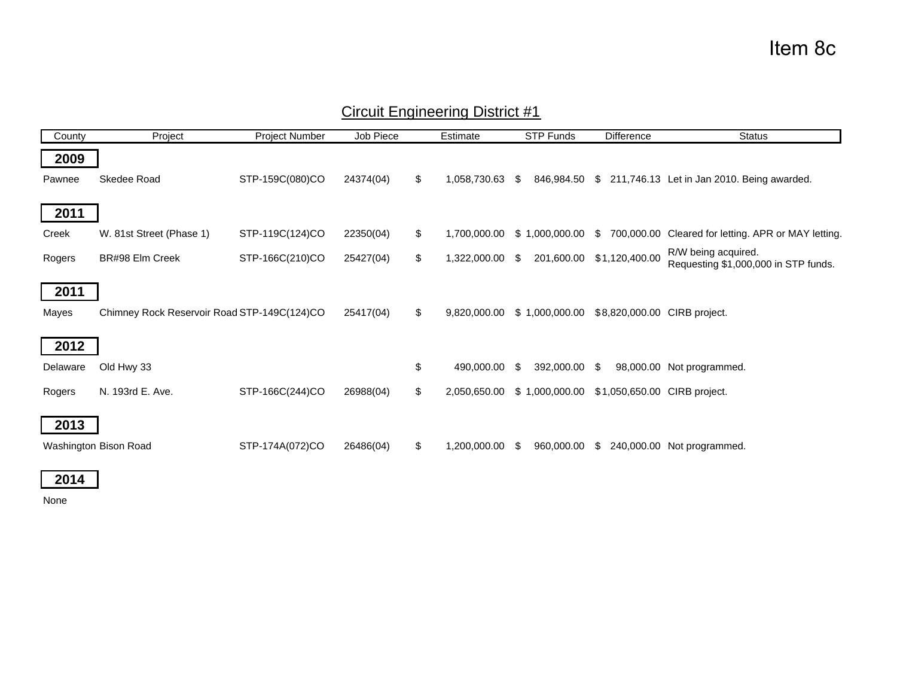Item 8c

## Circuit Engineering District #1

| County | Project | Project Number | Job Piece | Estimate | STP Funds | Difference | Status |
|---|---|---|---|---|---|---|---|
| **2009** | | | | | | | |
| Pawnee | Skedee Road | STP-159C(080)CO | 24374(04) | $ 1,058,730.63 | $ 846,984.50 | $ 211,746.13 | Let in Jan 2010. Being awarded. |
| **2011** | | | | | | | |
| Creek | W. 81st Street (Phase 1) | STP-119C(124)CO | 22350(04) | $ 1,700,000.00 | $ 1,000,000.00 | $ 700,000.00 | Cleared for letting. APR or MAY letting. |
| Rogers | BR#98 Elm Creek | STP-166C(210)CO | 25427(04) | $ 1,322,000.00 | $ 201,600.00 | $ 1,120,400.00 | R/W being acquired. Requesting $1,000,000 in STP funds. |
| **2011** | | | | | | | |
| Mayes | Chimney Rock Reservoir Road | STP-149C(124)CO | 25417(04) | $ 9,820,000.00 | $ 1,000,000.00 | $ 8,820,000.00 | CIRB project. |
| **2012** | | | | | | | |
| Delaware | Old Hwy 33 | | | $ 490,000.00 | $ 392,000.00 | $ 98,000.00 | Not programmed. |
| Rogers | N. 193rd E. Ave. | STP-166C(244)CO | 26988(04) | $ 2,050,650.00 | $ 1,000,000.00 | $ 1,050,650.00 | CIRB project. |
| **2013** | | | | | | | |
| Washington | Bison Road | STP-174A(072)CO | 26486(04) | $ 1,200,000.00 | $ 960,000.00 | $ 240,000.00 | Not programmed. |
| **2014** | | | | | | | |
| None | | | | | | | |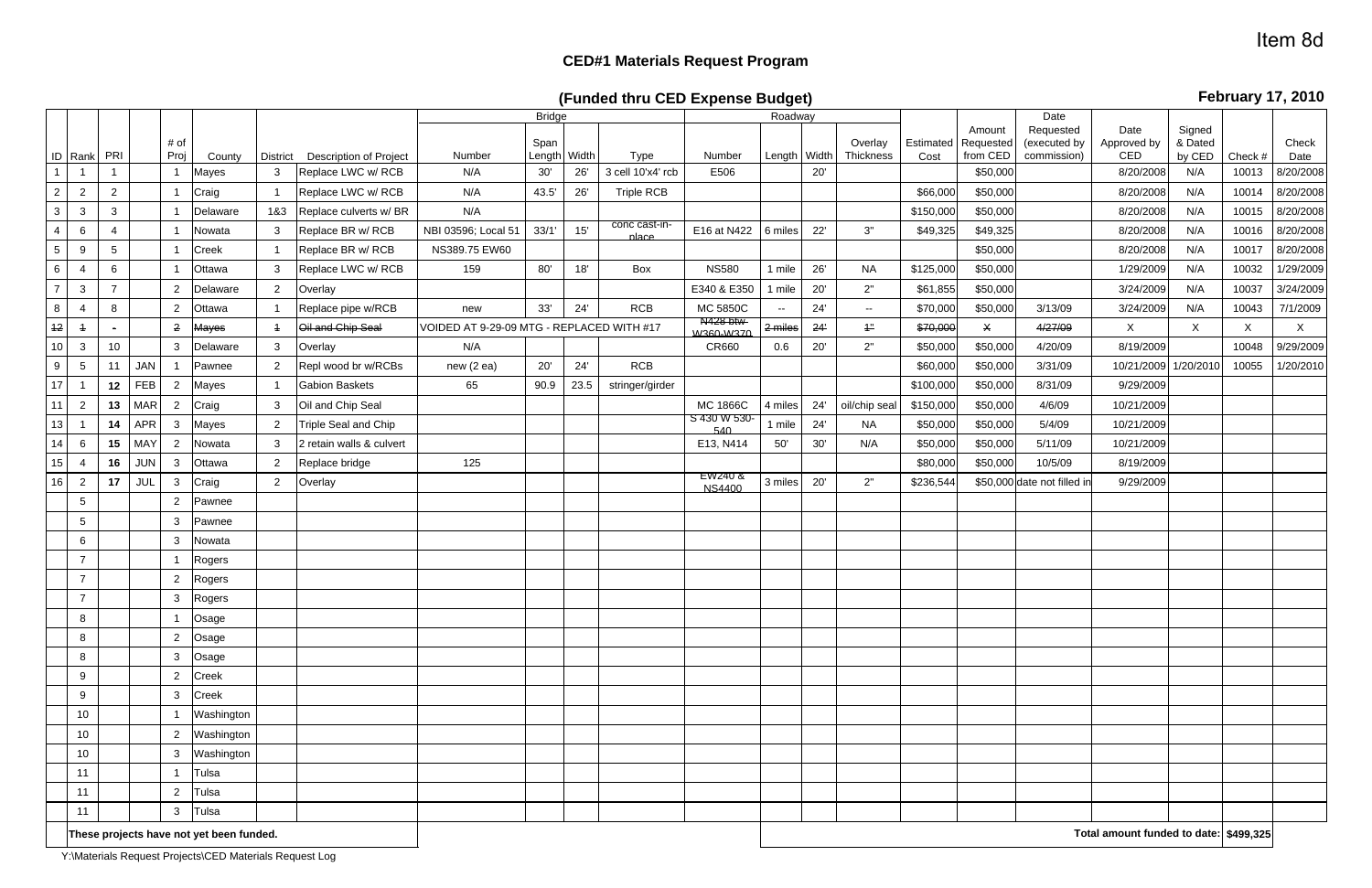Item 8d

# CED#1 Materials Request Program

## (Funded thru CED Expense Budget)

**February 17, 2010**

| ID | Rank | PRI | | # of Proj | County | District | Description of Project | Bridge Number | Bridge Span Length | Bridge Width | Bridge Type | Roadway Number | Roadway Length | Roadway Width | Overlay Thickness | Estimated Cost | Amount Requested from CED | Date Requested (executed by commission) | Date Approved by CED | Signed & Dated by CED | Check # | Check Date |
|---|---|---|---|---|---|---|---|---|---|---|---|---|---|---|---|---|---|---|---|---|---|---|
| 1 | 1 | 1 | | 1 | Mayes | 3 | Replace LWC w/ RCB | N/A | 30' | 26' | 3 cell 10'x4' rcb | E506 | | 20' | | | $50,000 | | 8/20/2008 | N/A | 10013 | 8/20/2008 |
| 2 | 2 | 2 | | 1 | Craig | 1 | Replace LWC w/ RCB | N/A | 43.5' | 26' | Triple RCB | | | | | $66,000 | $50,000 | | 8/20/2008 | N/A | 10014 | 8/20/2008 |
| 3 | 3 | 3 | | 1 | Delaware | 1&3 | Replace culverts w/ BR | N/A | | | | | | | | $150,000 | $50,000 | | 8/20/2008 | N/A | 10015 | 8/20/2008 |
| 4 | 6 | 4 | | 1 | Nowata | 3 | Replace BR w/ RCB | NBI 03596; Local 51 | 33/1' | 15' | conc cast-in-place | E16 at N422 | 6 miles | 22' | 3" | $49,325 | $49,325 | | 8/20/2008 | N/A | 10016 | 8/20/2008 |
| 5 | 9 | 5 | | 1 | Creek | 1 | Replace BR w/ RCB | NS389.75 EW60 | | | | | | | | | $50,000 | | 8/20/2008 | N/A | 10017 | 8/20/2008 |
| 6 | 4 | 6 | | 1 | Ottawa | 3 | Replace LWC w/ RCB | 159 | 80' | 18' | Box | NS580 | 1 mile | 26' | NA | $125,000 | $50,000 | | 1/29/2009 | N/A | 10032 | 1/29/2009 |
| 7 | 3 | 7 | | 2 | Delaware | 2 | Overlay | | | | | E340 & E350 | 1 mile | 20' | 2" | $61,855 | $50,000 | | 3/24/2009 | N/A | 10037 | 3/24/2009 |
| 8 | 4 | 8 | | 2 | Ottawa | 1 | Replace pipe w/RCB | new | 33' | 24' | RCB | MC 5850C | -- | 24' | -- | $70,000 | $50,000 | 3/13/09 | 3/24/2009 | N/A | 10043 | 7/1/2009 |
| ~~12~~ | ~~1~~ | - | | ~~2~~ | ~~Mayes~~ | ~~1~~ | ~~Oil and Chip Seal~~ | VOIDED AT 9-29-09 MTG - REPLACED WITH #17 | | | | ~~N428 btw W360-W370~~ | ~~2 miles~~ | ~~24'~~ | ~~1"~~ | ~~$70,000~~ | X | ~~4/27/09~~ | X | X | X | X |
| 10 | 3 | 10 | | 3 | Delaware | 3 | Overlay | N/A | | | | CR660 | 0.6 | 20' | 2" | $50,000 | $50,000 | 4/20/09 | 8/19/2009 | | 10048 | 9/29/2009 |
| 9 | 5 | 11 | JAN | 1 | Pawnee | 2 | Repl wood br w/RCBs | new (2 ea) | 20' | 24' | RCB | | | | | $60,000 | $50,000 | 3/31/09 | 10/21/2009 | 1/20/2010 | 10055 | 1/20/2010 |
| 17 | 1 | **12** | FEB | 2 | Mayes | 1 | Gabion Baskets | 65 | 90.9 | 23.5 | stringer/girder | | | | | $100,000 | $50,000 | 8/31/09 | 9/29/2009 | | | |
| 11 | 2 | **13** | MAR | 2 | Craig | 3 | Oil and Chip Seal | | | | | MC 1866C | 4 miles | 24' | oil/chip seal | $150,000 | $50,000 | 4/6/09 | 10/21/2009 | | | |
| 13 | 1 | **14** | APR | 3 | Mayes | 2 | Triple Seal and Chip | | | | | S 430 W 530-540 | 1 mile | 24' | NA | $50,000 | $50,000 | 5/4/09 | 10/21/2009 | | | |
| 14 | 6 | **15** | MAY | 2 | Nowata | 3 | 2 retain walls & culvert | | | | | E13, N414 | 50' | 30' | N/A | $50,000 | $50,000 | 5/11/09 | 10/21/2009 | | | |
| 15 | 4 | **16** | JUN | 3 | Ottawa | 2 | Replace bridge | 125 | | | | | | | | $80,000 | $50,000 | 10/5/09 | 8/19/2009 | | | |
| 16 | 2 | **17** | JUL | 3 | Craig | 2 | Overlay | | | | | EW240 & NS4400 | 3 miles | 20' | 2" | $236,544 | $50,000 | date not filled in | 9/29/2009 | | | |
| | 5 | | | 2 | Pawnee | | | | | | | | | | | | | | | | | |
| | 5 | | | 3 | Pawnee | | | | | | | | | | | | | | | | | |
| | 6 | | | 3 | Nowata | | | | | | | | | | | | | | | | | |
| | 7 | | | 1 | Rogers | | | | | | | | | | | | | | | | | |
| | 7 | | | 2 | Rogers | | | | | | | | | | | | | | | | | |
| | 7 | | | 3 | Rogers | | | | | | | | | | | | | | | | | |
| | 8 | | | 1 | Osage | | | | | | | | | | | | | | | | | |
| | 8 | | | 2 | Osage | | | | | | | | | | | | | | | | | |
| | 8 | | | 3 | Osage | | | | | | | | | | | | | | | | | |
| | 9 | | | 2 | Creek | | | | | | | | | | | | | | | | | |
| | 9 | | | 3 | Creek | | | | | | | | | | | | | | | | | |
| | 10 | | | 1 | Washington | | | | | | | | | | | | | | | | | |
| | 10 | | | 2 | Washington | | | | | | | | | | | | | | | | | |
| | 10 | | | 3 | Washington | | | | | | | | | | | | | | | | | |
| | 11 | | | 1 | Tulsa | | | | | | | | | | | | | | | | | |
| | 11 | | | 2 | Tulsa | | | | | | | | | | | | | | | | | |
| | 11 | | | 3 | Tulsa | | | | | | | | | | | | | | | | | |

**These projects have not yet been funded.**

**Total amount funded to date: $499,325**

Y:\Materials Request Projects\CED Materials Request Log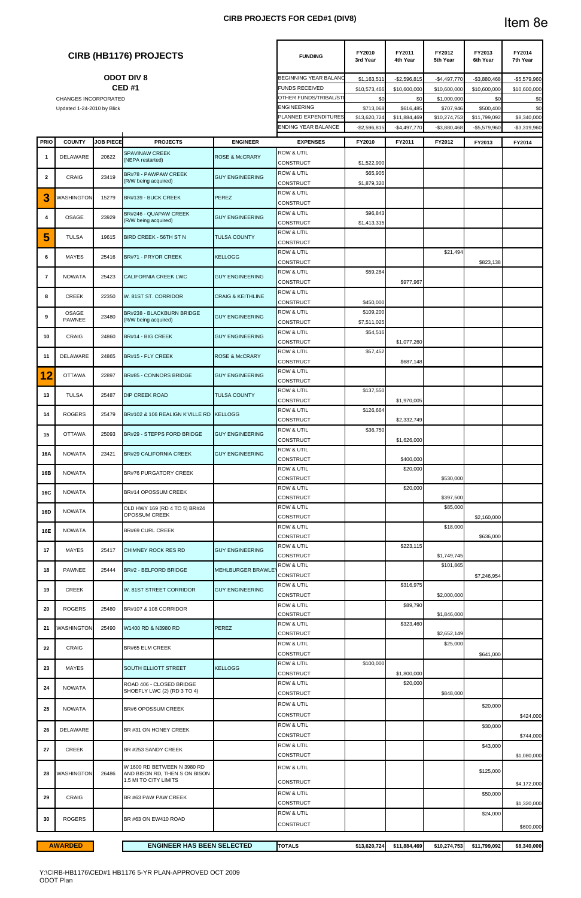# CIRB PROJECTS FOR CED#1 (DIV8)

Item 8e

## CIRB (HB1176) PROJECTS

**ODOT DIV 8**
**CED #1**

CHANGES INCORPORATED
Updated 1-24-2010 by Blick

| FUNDING | FY2010 3rd Year | FY2011 4th Year | FY2012 5th Year | FY2013 6th Year | FY2014 7th Year |
|---|---|---|---|---|---|
| BEGINNING YEAR BALANCE | $1,163,511 | -$2,596,815 | -$4,497,770 | -$3,880,468 | -$5,579,960 |
| FUNDS RECEIVED | $10,573,466 | $10,600,000 | $10,600,000 | $10,600,000 | $10,600,000 |
| OTHER FUNDS/TRIBAL/STI | $0 | $0 | $1,000,000 | $0 | $0 |
| ENGINEERING | $713,068 | $616,485 | $707,946 | $500,400 | $0 |
| PLANNED EXPENDITURES | $13,620,724 | $11,884,469 | $10,274,753 | $11,799,092 | $8,340,000 |
| ENDING YEAR BALANCE | -$2,596,815 | -$4,497,770 | -$3,880,468 | -$5,579,960 | -$3,319,960 |

| PRIO | COUNTY | JOB PIECE | PROJECTS | ENGINEER | EXPENSES | FY2010 | FY2011 | FY2012 | FY2013 | FY2014 |
|---|---|---|---|---|---|---|---|---|---|---|
| 1 | DELAWARE | 20622 | SPAVINAW CREEK (NEPA restarted) | ROSE & McCRARY | ROW & UTIL | | | | | |
| | | | | | CONSTRUCT | $1,522,900 | | | | |
| 2 | CRAIG | 23419 | BR#78 - PAWPAW CREEK (R/W being acquired) | GUY ENGINEERING | ROW & UTIL | $65,905 | | | | |
| | | | | | CONSTRUCT | $1,879,320 | | | | |
| 3 | WASHINGTON | 15279 | BR#139 - BUCK CREEK | PEREZ | ROW & UTIL | | | | | |
| | | | | | CONSTRUCT | | | | | |
| 4 | OSAGE | 23929 | BR#246 - QUAPAW CREEK (R/W being acquired) | GUY ENGINEERING | ROW & UTIL | $96,843 | | | | |
| | | | | | CONSTRUCT | $1,413,315 | | | | |
| 5 | TULSA | 19615 | BIRD CREEK - 56TH ST N | TULSA COUNTY | ROW & UTIL | | | | | |
| | | | | | CONSTRUCT | | | | | |
| 6 | MAYES | 25416 | BR#71 - PRYOR CREEK | KELLOGG | ROW & UTIL | | | $21,494 | | |
| | | | | | CONSTRUCT | | | | $823,138 | |
| 7 | NOWATA | 25423 | CALIFORNIA CREEK LWC | GUY ENGINEERING | ROW & UTIL | $59,284 | | | | |
| | | | | | CONSTRUCT | | $977,967 | | | |
| 8 | CREEK | 22350 | W. 81ST ST. CORRIDOR | CRAIG & KEITHLINE | ROW & UTIL | | | | | |
| | | | | | CONSTRUCT | $450,000 | | | | |
| 9 | OSAGE PAWNEE | 23480 | BR#238 - BLACKBURN BRIDGE (R/W being acquired) | GUY ENGINEERING | ROW & UTIL | $109,200 | | | | |
| | | | | | CONSTRUCT | $7,511,025 | | | | |
| 10 | CRAIG | 24860 | BR#14 - BIG CREEK | GUY ENGINEERING | ROW & UTIL | $54,516 | | | | |
| | | | | | CONSTRUCT | | $1,077,260 | | | |
| 11 | DELAWARE | 24865 | BR#15 - FLY CREEK | ROSE & McCRARY | ROW & UTIL | $57,452 | | | | |
| | | | | | CONSTRUCT | | $687,148 | | | |
| 12 | OTTAWA | 22897 | BR#85 - CONNORS BRIDGE | GUY ENGINEERING | ROW & UTIL | | | | | |
| | | | | | CONSTRUCT | | | | | |
| 13 | TULSA | 25487 | DIP CREEK ROAD | TULSA COUNTY | ROW & UTIL | $137,550 | | | | |
| | | | | | CONSTRUCT | | $1,970,005 | | | |
| 14 | ROGERS | 25479 | BR#102 & 106 REALIGN K'VILLE RD | KELLOGG | ROW & UTIL | $126,664 | | | | |
| | | | | | CONSTRUCT | | $2,332,749 | | | |
| 15 | OTTAWA | 25093 | BR#29 - STEPPS FORD BRIDGE | GUY ENGINEERING | ROW & UTIL | $36,750 | | | | |
| | | | | | CONSTRUCT | | $1,626,000 | | | |
| 16A | NOWATA | 23421 | BR#29 CALIFORNIA CREEK | GUY ENGINEERING | ROW & UTIL | | | | | |
| | | | | | CONSTRUCT | | $400,000 | | | |
| 16B | NOWATA | | BR#76 PURGATORY CREEK | | ROW & UTIL | | $20,000 | | | |
| | | | | | CONSTRUCT | | | $530,000 | | |
| 16C | NOWATA | | BR#14 OPOSSUM CREEK | | ROW & UTIL | | $20,000 | | | |
| | | | | | CONSTRUCT | | | $397,500 | | |
| 16D | NOWATA | | OLD HWY 169 (RD 4 TO 5) BR#24 OPOSSUM CREEK | | ROW & UTIL | | | $85,000 | | |
| | | | | | CONSTRUCT | | | | $2,160,000 | |
| 16E | NOWATA | | BR#69 CURL CREEK | | ROW & UTIL | | | $18,000 | | |
| | | | | | CONSTRUCT | | | | $636,000 | |
| 17 | MAYES | 25417 | CHIMNEY ROCK RES RD | GUY ENGINEERING | ROW & UTIL | | $223,115 | | | |
| | | | | | CONSTRUCT | | | $1,749,745 | | |
| 18 | PAWNEE | 25444 | BR#2 - BELFORD BRIDGE | MEHLBURGER BRAWLEY | ROW & UTIL | | | $101,865 | | |
| | | | | | CONSTRUCT | | | | $7,246,954 | |
| 19 | CREEK | | W. 81ST STREET CORRIDOR | GUY ENGINEERING | ROW & UTIL | | $316,975 | | | |
| | | | | | CONSTRUCT | | | $2,000,000 | | |
| 20 | ROGERS | 25480 | BR#107 & 108 CORRIDOR | | ROW & UTIL | | $89,790 | | | |
| | | | | | CONSTRUCT | | | $1,846,000 | | |
| 21 | WASHINGTON | 25490 | W1400 RD & N3980 RD | PEREZ | ROW & UTIL | | $323,460 | | | |
| | | | | | CONSTRUCT | | | $2,652,149 | | |
| 22 | CRAIG | | BR#65 ELM CREEK | | ROW & UTIL | | | $25,000 | | |
| | | | | | CONSTRUCT | | | | $641,000 | |
| 23 | MAYES | | SOUTH ELLIOTT STREET | KELLOGG | ROW & UTIL | $100,000 | | | | |
| | | | | | CONSTRUCT | | $1,800,000 | | | |
| 24 | NOWATA | | ROAD 406 - CLOSED BRIDGE SHOEFLY LWC (2) (RD 3 TO 4) | | ROW & UTIL | | $20,000 | | | |
| | | | | | CONSTRUCT | | | $848,000 | | |
| 25 | NOWATA | | BR#6 OPOSSUM CREEK | | ROW & UTIL | | | | $20,000 | |
| | | | | | CONSTRUCT | | | | | $424,000 |
| 26 | DELAWARE | | BR #31 ON HONEY CREEK | | ROW & UTIL | | | | $30,000 | |
| | | | | | CONSTRUCT | | | | | $744,000 |
| 27 | CREEK | | BR #253 SANDY CREEK | | ROW & UTIL | | | | $43,000 | |
| | | | | | CONSTRUCT | | | | | $1,080,000 |
| 28 | WASHINGTON | 26486 | W 1600 RD BETWEEN N 3980 RD AND BISON RD, THEN S ON BISON 1.5 MI TO CITY LIMITS | | ROW & UTIL | | | | $125,000 | |
| | | | | | CONSTRUCT | | | | | $4,172,000 |
| 29 | CRAIG | | BR #63 PAW PAW CREEK | | ROW & UTIL | | | | $50,000 | |
| | | | | | CONSTRUCT | | | | | $1,320,000 |
| 30 | ROGERS | | BR #63 ON EW410 ROAD | | ROW & UTIL | | | | $24,000 | |
| | | | | | CONSTRUCT | | | | | $600,000 |
| | | | | | **TOTALS** | **$13,620,724** | **$11,884,469** | **$10,274,753** | **$11,799,092** | **$8,340,000** |

**AWARDED** | **ENGINEER HAS BEEN SELECTED**

Y:\CIRB-HB1176\CED#1 HB1176 5-YR PLAN-APPROVED OCT 2009
ODOT Plan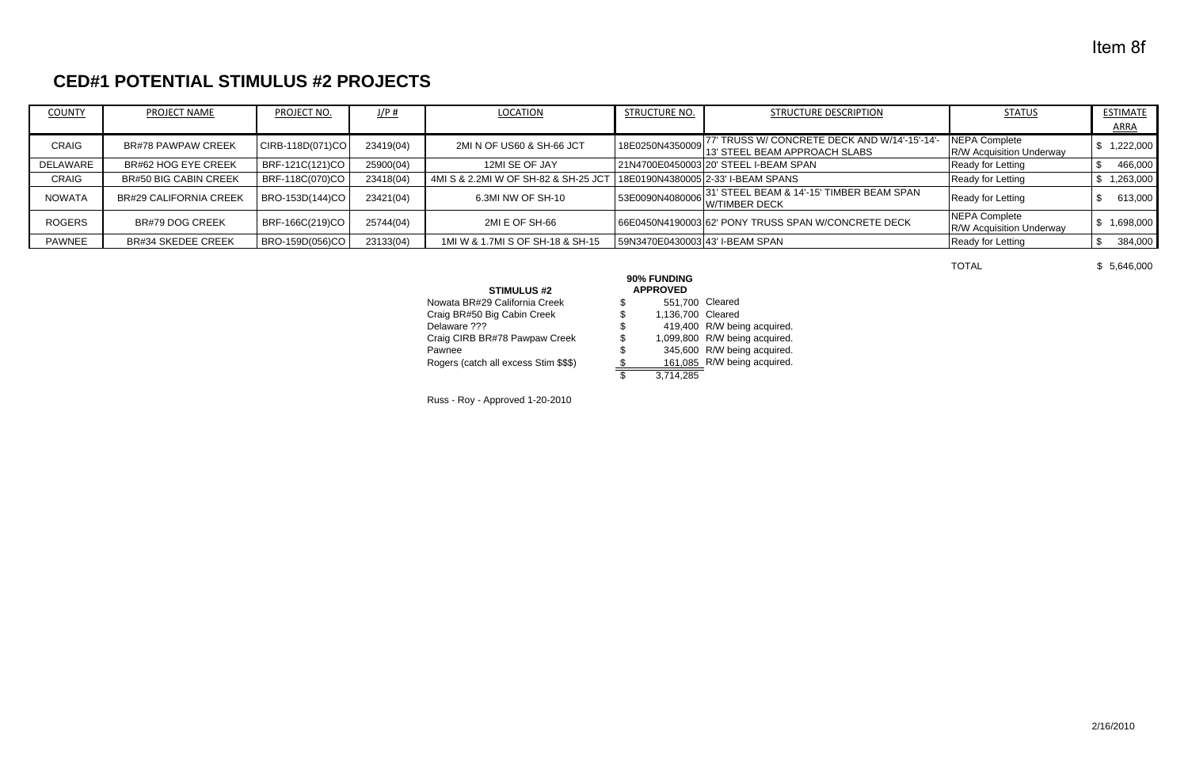Item 8f

# CED#1 POTENTIAL STIMULUS #2 PROJECTS

| COUNTY | PROJECT NAME | PROJECT NO. | J/P # | LOCATION | STRUCTURE NO. | STRUCTURE DESCRIPTION | STATUS | ESTIMATE ARRA |
|---|---|---|---|---|---|---|---|---|
| CRAIG | BR#78 PAWPAW CREEK | CIRB-118D(071)CO | 23419(04) | 2MI N OF US60 & SH-66 JCT | 18E0250N4350009 | 77' TRUSS W/ CONCRETE DECK AND W/14'-15'-14'-13' STEEL BEAM APPROACH SLABS | NEPA Complete R/W Acquisition Underway | $ 1,222,000 |
| DELAWARE | BR#62 HOG EYE CREEK | BRF-121C(121)CO | 25900(04) | 12MI SE OF JAY | 21N4700E0450003 | 20' STEEL I-BEAM SPAN | Ready for Letting | $ 466,000 |
| CRAIG | BR#50 BIG CABIN CREEK | BRF-118C(070)CO | 23418(04) | 4MI S & 2.2MI W OF SH-82 & SH-25 JCT | 18E0190N4380005 | 2-33' I-BEAM SPANS | Ready for Letting | $ 1,263,000 |
| NOWATA | BR#29 CALIFORNIA CREEK | BRO-153D(144)CO | 23421(04) | 6.3MI NW OF SH-10 | 53E0090N4080006 | 31' STEEL BEAM & 14'-15' TIMBER BEAM SPAN W/TIMBER DECK | Ready for Letting | $ 613,000 |
| ROGERS | BR#79 DOG CREEK | BRF-166C(219)CO | 25744(04) | 2MI E OF SH-66 | 66E0450N4190003 | 62' PONY TRUSS SPAN W/CONCRETE DECK | NEPA Complete R/W Acquisition Underway | $ 1,698,000 |
| PAWNEE | BR#34 SKEDEE CREEK | BRO-159D(056)CO | 23133(04) | 1MI W & 1.7MI S OF SH-18 & SH-15 | 59N3470E0430003 | 43' I-BEAM SPAN | Ready for Letting | $ 384,000 |
| | | | | | | | TOTAL | $ 5,646,000 |

| STIMULUS #2 | 90% FUNDING APPROVED | |
|---|---|---|
| Nowata BR#29 California Creek | $ 551,700 | Cleared |
| Craig BR#50 Big Cabin Creek | $ 1,136,700 | Cleared |
| Delaware ??? | $ 419,400 | R/W being acquired. |
| Craig CIRB BR#78 Pawpaw Creek | $ 1,099,800 | R/W being acquired. |
| Pawnee | $ 345,600 | R/W being acquired. |
| Rogers (catch all excess Stim $$$) | $ 161,085 | R/W being acquired. |
| | $ 3,714,285 | |

Russ - Roy - Approved 1-20-2010

2/16/2010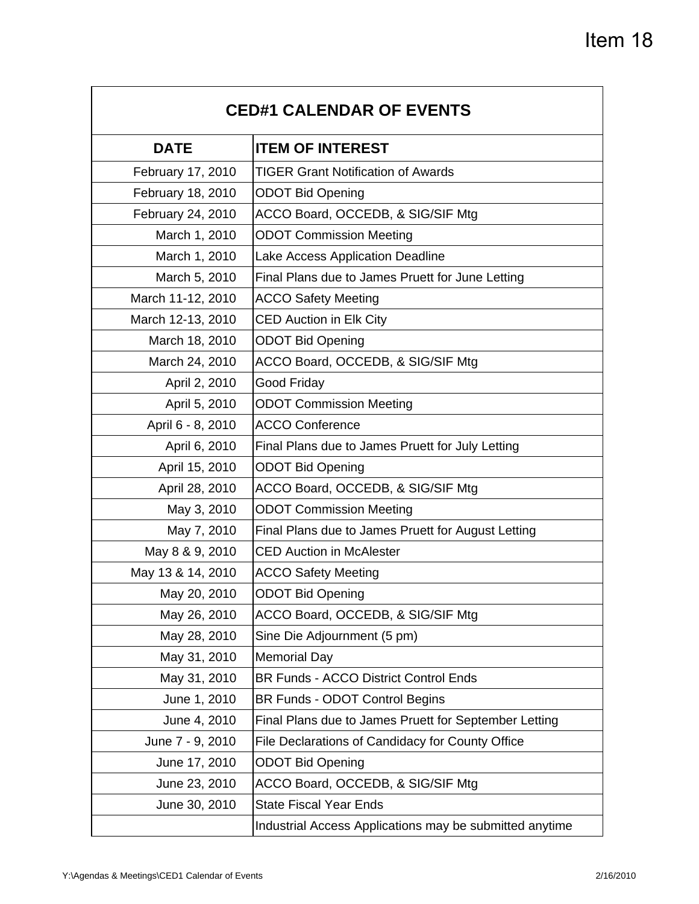Item 18

# CED#1 CALENDAR OF EVENTS

| DATE | ITEM OF INTEREST |
|---|---|
| February 17, 2010 | TIGER Grant Notification of Awards |
| February 18, 2010 | ODOT Bid Opening |
| February 24, 2010 | ACCO Board, OCCEDB, & SIG/SIF Mtg |
| March 1, 2010 | ODOT Commission Meeting |
| March 1, 2010 | Lake Access Application Deadline |
| March 5, 2010 | Final Plans due to James Pruett for June Letting |
| March 11-12, 2010 | ACCO Safety Meeting |
| March 12-13, 2010 | CED Auction in Elk City |
| March 18, 2010 | ODOT Bid Opening |
| March 24, 2010 | ACCO Board, OCCEDB, & SIG/SIF Mtg |
| April 2, 2010 | Good Friday |
| April 5, 2010 | ODOT Commission Meeting |
| April 6 - 8, 2010 | ACCO Conference |
| April 6, 2010 | Final Plans due to James Pruett for July Letting |
| April 15, 2010 | ODOT Bid Opening |
| April 28, 2010 | ACCO Board, OCCEDB, & SIG/SIF Mtg |
| May 3, 2010 | ODOT Commission Meeting |
| May 7, 2010 | Final Plans due to James Pruett for August Letting |
| May 8 & 9, 2010 | CED Auction in McAlester |
| May 13 & 14, 2010 | ACCO Safety Meeting |
| May 20, 2010 | ODOT Bid Opening |
| May 26, 2010 | ACCO Board, OCCEDB, & SIG/SIF Mtg |
| May 28, 2010 | Sine Die Adjournment (5 pm) |
| May 31, 2010 | Memorial Day |
| May 31, 2010 | BR Funds - ACCO District Control Ends |
| June 1, 2010 | BR Funds - ODOT Control Begins |
| June 4, 2010 | Final Plans due to James Pruett for September Letting |
| June 7 - 9, 2010 | File Declarations of Candidacy for County Office |
| June 17, 2010 | ODOT Bid Opening |
| June 23, 2010 | ACCO Board, OCCEDB, & SIG/SIF Mtg |
| June 30, 2010 | State Fiscal Year Ends |
| | Industrial Access Applications may be submitted anytime |

Y:\Agendas & Meetings\CED1 Calendar of Events 2/16/2010